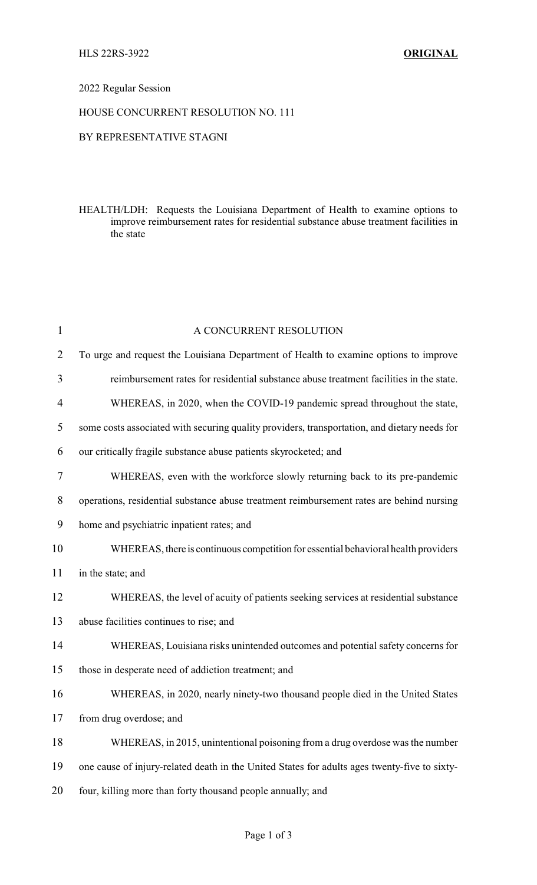HLS 22RS-3922 **ORIGINAL**

2022 Regular Session

HOUSE CONCURRENT RESOLUTION NO. 111

BY REPRESENTATIVE STAGNI

HEALTH/LDH: Requests the Louisiana Department of Health to examine options to improve reimbursement rates for residential substance abuse treatment facilities in the state

A CONCURRENT RESOLUTION

To urge and request the Louisiana Department of Health to examine options to improve reimbursement rates for residential substance abuse treatment facilities in the state.

WHEREAS, in 2020, when the COVID-19 pandemic spread throughout the state, some costs associated with securing quality providers, transportation, and dietary needs for our critically fragile substance abuse patients skyrocketed; and

WHEREAS, even with the workforce slowly returning back to its pre-pandemic operations, residential substance abuse treatment reimbursement rates are behind nursing home and psychiatric inpatient rates; and

WHEREAS, there is continuous competition for essential behavioral health providers in the state; and

WHEREAS, the level of acuity of patients seeking services at residential substance abuse facilities continues to rise; and

WHEREAS, Louisiana risks unintended outcomes and potential safety concerns for those in desperate need of addiction treatment; and

WHEREAS, in 2020, nearly ninety-two thousand people died in the United States from drug overdose; and

WHEREAS, in 2015, unintentional poisoning from a drug overdose was the number one cause of injury-related death in the United States for adults ages twenty-five to sixty-four, killing more than forty thousand people annually; and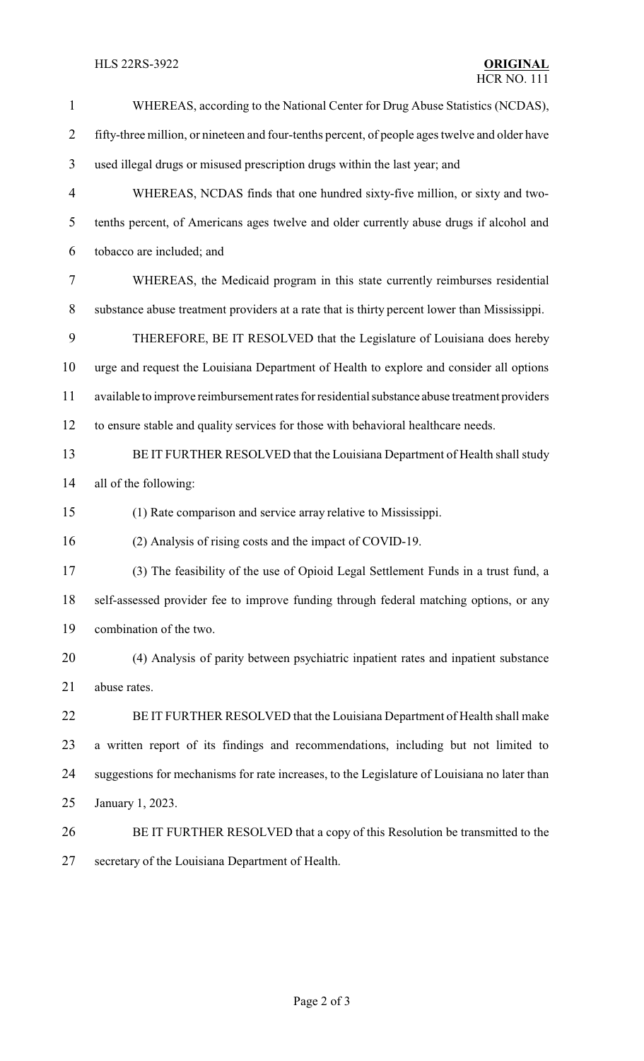WHEREAS, according to the National Center for Drug Abuse Statistics (NCDAS), fifty-three million, or nineteen and four-tenths percent, of people ages twelve and older have used illegal drugs or misused prescription drugs within the last year; and

WHEREAS, NCDAS finds that one hundred sixty-five million, or sixty and two-tenths percent, of Americans ages twelve and older currently abuse drugs if alcohol and tobacco are included; and

WHEREAS, the Medicaid program in this state currently reimburses residential substance abuse treatment providers at a rate that is thirty percent lower than Mississippi.

THEREFORE, BE IT RESOLVED that the Legislature of Louisiana does hereby urge and request the Louisiana Department of Health to explore and consider all options available to improve reimbursement rates for residential substance abuse treatment providers to ensure stable and quality services for those with behavioral healthcare needs.

BE IT FURTHER RESOLVED that the Louisiana Department of Health shall study all of the following:

(1) Rate comparison and service array relative to Mississippi.

(2) Analysis of rising costs and the impact of COVID-19.

(3) The feasibility of the use of Opioid Legal Settlement Funds in a trust fund, a self-assessed provider fee to improve funding through federal matching options, or any combination of the two.

(4) Analysis of parity between psychiatric inpatient rates and inpatient substance abuse rates.

BE IT FURTHER RESOLVED that the Louisiana Department of Health shall make a written report of its findings and recommendations, including but not limited to suggestions for mechanisms for rate increases, to the Legislature of Louisiana no later than January 1, 2023.

BE IT FURTHER RESOLVED that a copy of this Resolution be transmitted to the secretary of the Louisiana Department of Health.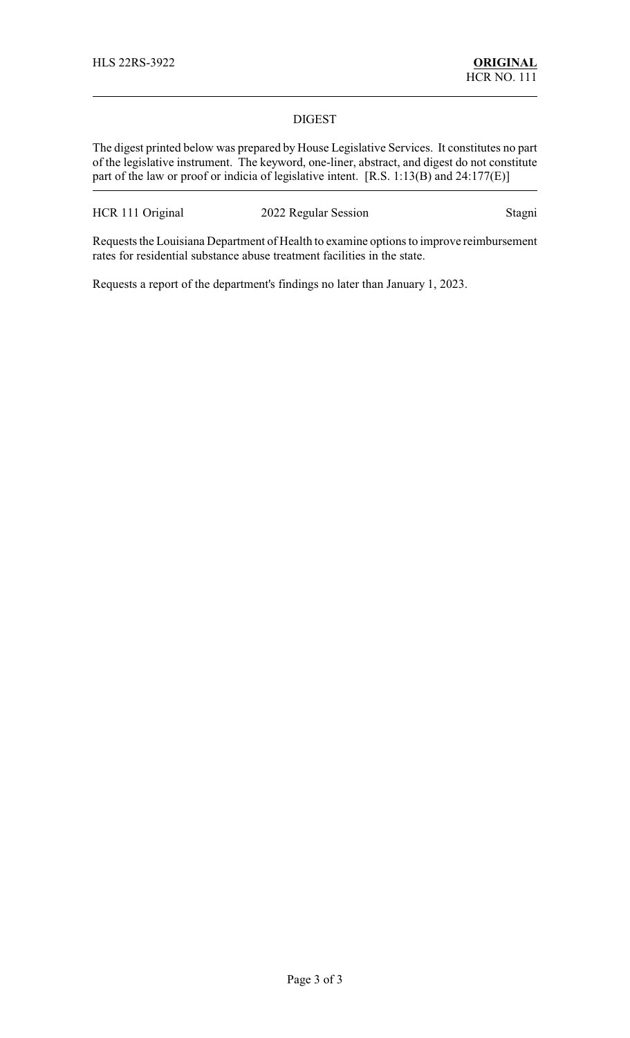DIGEST

The digest printed below was prepared by House Legislative Services. It constitutes no part of the legislative instrument. The keyword, one-liner, abstract, and digest do not constitute part of the law or proof or indicia of legislative intent. [R.S. 1:13(B) and 24:177(E)]

HCR 111 Original 2022 Regular Session Stagni

Requests the Louisiana Department of Health to examine options to improve reimbursement rates for residential substance abuse treatment facilities in the state.

Requests a report of the department's findings no later than January 1, 2023.